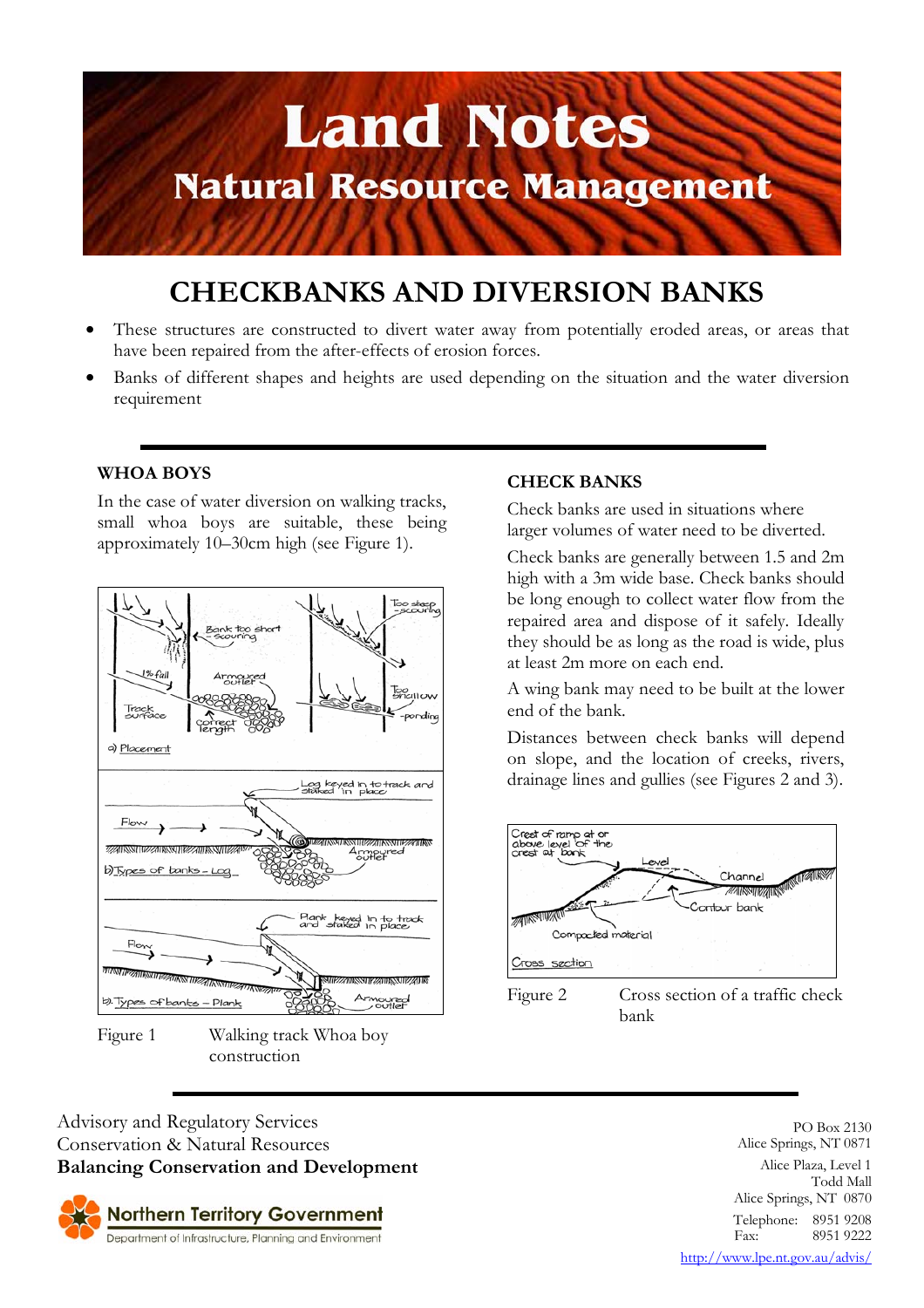# Land Notes

## Natural Resource Management

# CHECKBANKS AND DIVERSION BANKS

- These structures are constructed to divert water away from potentially eroded areas, or areas that have been repaired from the after-effects of erosion forces.
- Banks of different shapes and heights are used depending on the situation and the water diversion requirement

### WHOA BOYS

In the case of water diversion on walking tracks, small whoa boys are suitable, these being approximately 10–30cm high (see Figure 1).

Figure 1 Walking track Whoa boy construction

### CHECK BANKS

Check banks are used in situations where larger volumes of water need to be diverted.

Check banks are generally between 1.5 and 2m high with a 3m wide base. Check banks should be long enough to collect water flow from the repaired area and dispose of it safely. Ideally they should be as long as the road is wide, plus at least 2m more on each end.

A wing bank may need to be built at the lower end of the bank.

Distances between check banks will depend on slope, and the location of creeks, rivers, drainage lines and gullies (see Figures 2 and 3).

Figure 2 Cross section of a traffic check bank

Advisory and Regulatory Services
Conservation & Natural Resources
**Balancing Conservation and Development**

Northern Territory Government
Department of Infrastructure, Planning and Environment

PO Box 2130
Alice Springs, NT 0871

Alice Plaza, Level 1
Todd Mall
Alice Springs, NT 0870

Telephone: 8951 9208
Fax: 8951 9222

http://www.lpe.nt.gov.au/advis/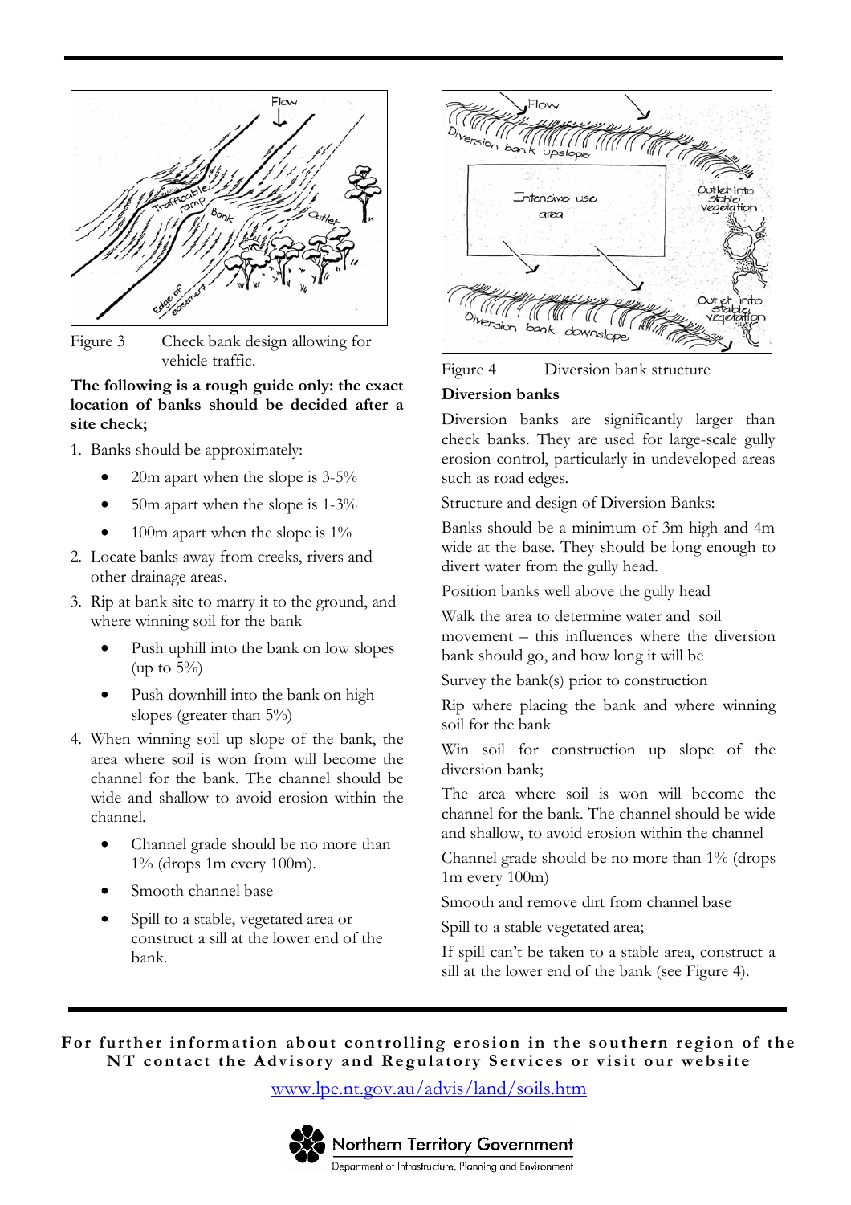Flow

Traffic-able ramp

Bank

Outlet

Edge of easement

Figure 3 Check bank design allowing for vehicle traffic.

**The following is a rough guide only: the exact location of banks should be decided after a site check;**

1. Banks should be approximately:
   - 20m apart when the slope is 3-5%
   - 50m apart when the slope is 1-3%
   - 100m apart when the slope is 1%
2. Locate banks away from creeks, rivers and other drainage areas.
3. Rip at bank site to marry it to the ground, and where winning soil for the bank
   - Push uphill into the bank on low slopes (up to 5%)
   - Push downhill into the bank on high slopes (greater than 5%)
4. When winning soil up slope of the bank, the area where soil is won from will become the channel for the bank. The channel should be wide and shallow to avoid erosion within the channel.
   - Channel grade should be no more than 1% (drops 1m every 100m).
   - Smooth channel base
   - Spill to a stable, vegetated area or construct a sill at the lower end of the bank.

Flow

Diversion bank upslope

Intensive use area

Outlet into stable vegetation

Outlet into stable vegetation

Diversion bank downslope

Figure 4 Diversion bank structure

**Diversion banks**

Diversion banks are significantly larger than check banks. They are used for large-scale gully erosion control, particularly in undeveloped areas such as road edges.

Structure and design of Diversion Banks:

Banks should be a minimum of 3m high and 4m wide at the base. They should be long enough to divert water from the gully head.

Position banks well above the gully head

Walk the area to determine water and soil movement – this influences where the diversion bank should go, and how long it will be

Survey the bank(s) prior to construction

Rip where placing the bank and where winning soil for the bank

Win soil for construction up slope of the diversion bank;

The area where soil is won will become the channel for the bank. The channel should be wide and shallow, to avoid erosion within the channel

Channel grade should be no more than 1% (drops 1m every 100m)

Smooth and remove dirt from channel base

Spill to a stable vegetated area;

If spill can't be taken to a stable area, construct a sill at the lower end of the bank (see Figure 4).

**For further information about controlling erosion in the southern region of the NT contact the Advisory and Regulatory Services or visit our website**

www.lpe.nt.gov.au/advis/land/soils.htm

Northern Territory Government
Department of Infrastructure, Planning and Environment